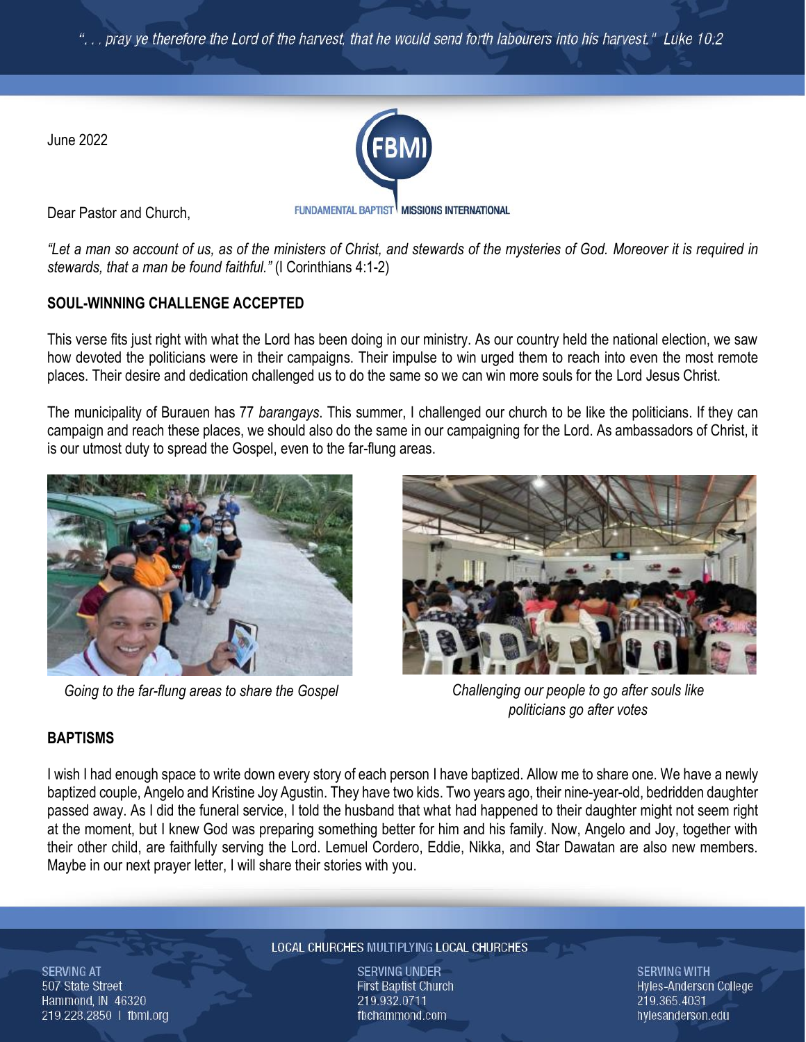"... pray ye therefore the Lord of the harvest, that he would send forth labourers into his harvest." Luke 10:2

June 2022

Dear Pastor and Church,

*"Let a man so account of us, as of the ministers of Christ, and stewards of the mysteries of God. Moreover it is required in stewards, that a man be found faithful."* (I Corinthians 4:1-2)

**SOUL-WINNING CHALLENGE ACCEPTED**

This verse fits just right with what the Lord has been doing in our ministry. As our country held the national election, we saw how devoted the politicians were in their campaigns. Their impulse to win urged them to reach into even the most remote places. Their desire and dedication challenged us to do the same so we can win more souls for the Lord Jesus Christ.

The municipality of Burauen has 77 *barangays*. This summer, I challenged our church to be like the politicians. If they can campaign and reach these places, we should also do the same in our campaigning for the Lord. As ambassadors of Christ, it is our utmost duty to spread the Gospel, even to the far-flung areas.

*Going to the far-flung areas to share the Gospel*

*Challenging our people to go after souls like politicians go after votes*

**BAPTISMS**

I wish I had enough space to write down every story of each person I have baptized. Allow me to share one. We have a newly baptized couple, Angelo and Kristine Joy Agustin. They have two kids. Two years ago, their nine-year-old, bedridden daughter passed away. As I did the funeral service, I told the husband that what had happened to their daughter might not seem right at the moment, but I knew God was preparing something better for him and his family. Now, Angelo and Joy, together with their other child, are faithfully serving the Lord. Lemuel Cordero, Eddie, Nikka, and Star Dawatan are also new members. Maybe in our next prayer letter, I will share their stories with you.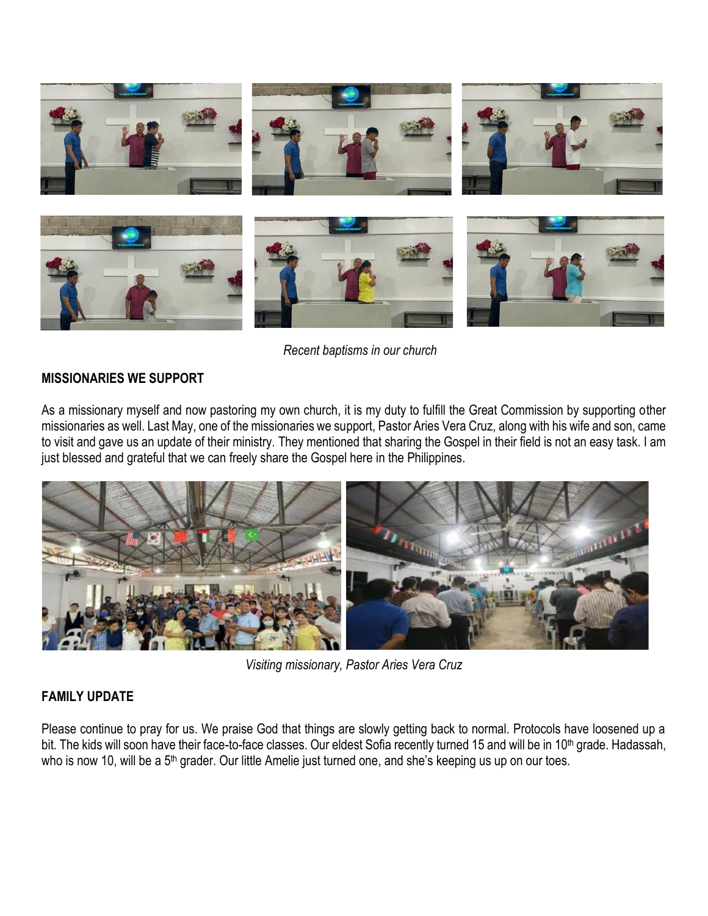*Recent baptisms in our church*

**MISSIONARIES WE SUPPORT**

As a missionary myself and now pastoring my own church, it is my duty to fulfill the Great Commission by supporting other missionaries as well. Last May, one of the missionaries we support, Pastor Aries Vera Cruz, along with his wife and son, came to visit and gave us an update of their ministry. They mentioned that sharing the Gospel in their field is not an easy task. I am just blessed and grateful that we can freely share the Gospel here in the Philippines.

*Visiting missionary, Pastor Aries Vera Cruz*

**FAMILY UPDATE**

Please continue to pray for us. We praise God that things are slowly getting back to normal. Protocols have loosened up a bit. The kids will soon have their face-to-face classes. Our eldest Sofia recently turned 15 and will be in 10th grade. Hadassah, who is now 10, will be a 5th grader. Our little Amelie just turned one, and she's keeping us up on our toes.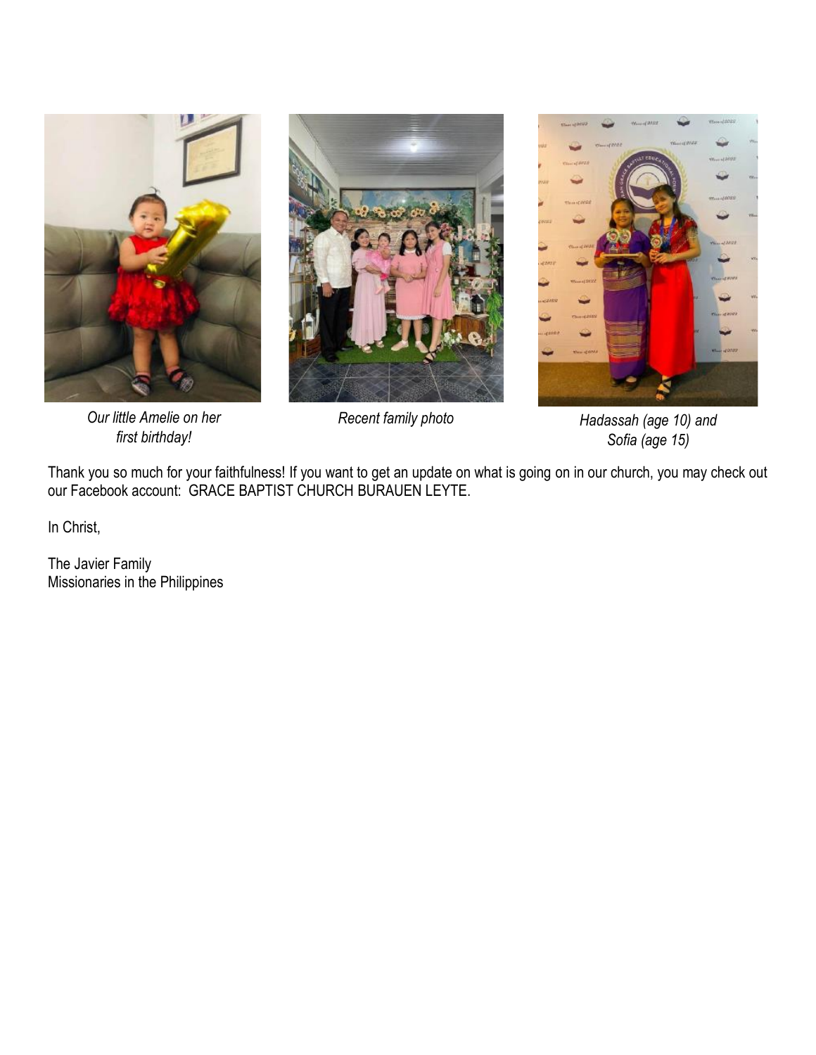*Our little Amelie on her first birthday!*

*Recent family photo*

*Hadassah (age 10) and Sofia (age 15)*

Thank you so much for your faithfulness! If you want to get an update on what is going on in our church, you may check out our Facebook account: GRACE BAPTIST CHURCH BURAUEN LEYTE.

In Christ,

The Javier Family
Missionaries in the Philippines